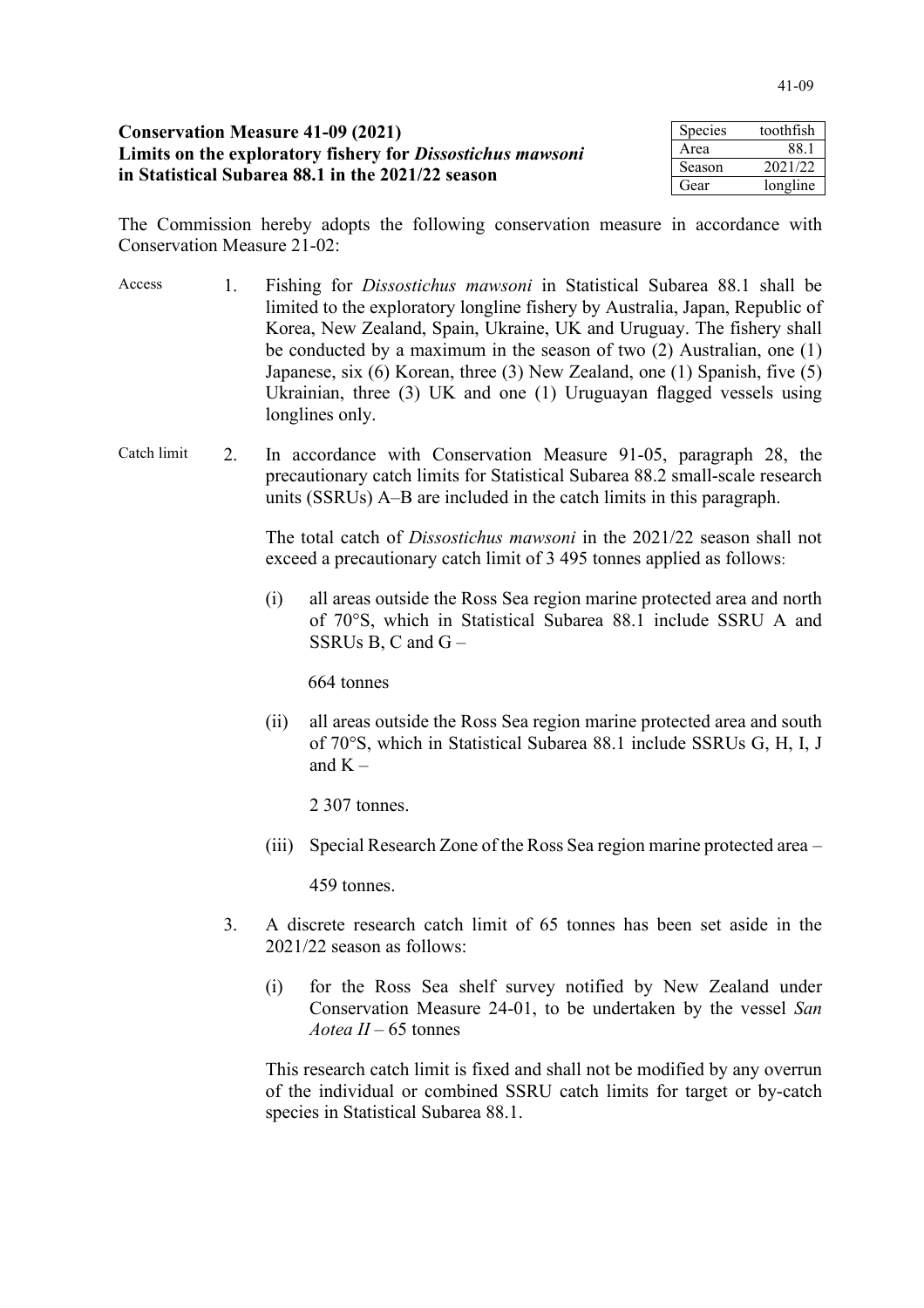**Conservation Measure 41-09 (2021)**
**Limits on the exploratory fishery for *Dissostichus mawsoni* in Statistical Subarea 88.1 in the 2021/22 season**

| Species | toothfish |
|---|---|
| Area | 88.1 |
| Season | 2021/22 |
| Gear | longline |

The Commission hereby adopts the following conservation measure in accordance with Conservation Measure 21-02:

Access

1. Fishing for *Dissostichus mawsoni* in Statistical Subarea 88.1 shall be limited to the exploratory longline fishery by Australia, Japan, Republic of Korea, New Zealand, Spain, Ukraine, UK and Uruguay. The fishery shall be conducted by a maximum in the season of two (2) Australian, one (1) Japanese, six (6) Korean, three (3) New Zealand, one (1) Spanish, five (5) Ukrainian, three (3) UK and one (1) Uruguayan flagged vessels using longlines only.

Catch limit

2. In accordance with Conservation Measure 91-05, paragraph 28, the precautionary catch limits for Statistical Subarea 88.2 small-scale research units (SSRUs) A–B are included in the catch limits in this paragraph.

   The total catch of *Dissostichus mawsoni* in the 2021/22 season shall not exceed a precautionary catch limit of 3 495 tonnes applied as follows:

   (i) all areas outside the Ross Sea region marine protected area and north of 70°S, which in Statistical Subarea 88.1 include SSRU A and SSRUs B, C and G –

   664 tonnes

   (ii) all areas outside the Ross Sea region marine protected area and south of 70°S, which in Statistical Subarea 88.1 include SSRUs G, H, I, J and K –

   2 307 tonnes.

   (iii) Special Research Zone of the Ross Sea region marine protected area –

   459 tonnes.

3. A discrete research catch limit of 65 tonnes has been set aside in the 2021/22 season as follows:

   (i) for the Ross Sea shelf survey notified by New Zealand under Conservation Measure 24-01, to be undertaken by the vessel *San Aotea II* – 65 tonnes

   This research catch limit is fixed and shall not be modified by any overrun of the individual or combined SSRU catch limits for target or by-catch species in Statistical Subarea 88.1.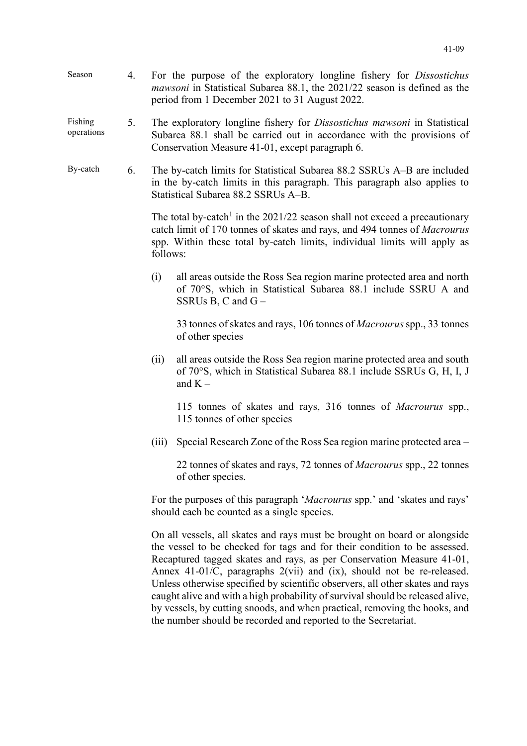Season

4. For the purpose of the exploratory longline fishery for *Dissostichus mawsoni* in Statistical Subarea 88.1, the 2021/22 season is defined as the period from 1 December 2021 to 31 August 2022.

Fishing operations

5. The exploratory longline fishery for *Dissostichus mawsoni* in Statistical Subarea 88.1 shall be carried out in accordance with the provisions of Conservation Measure 41-01, except paragraph 6.

By-catch

6. The by-catch limits for Statistical Subarea 88.2 SSRUs A–B are included in the by-catch limits in this paragraph. This paragraph also applies to Statistical Subarea 88.2 SSRUs A–B.

   The total by-catch[1] in the 2021/22 season shall not exceed a precautionary catch limit of 170 tonnes of skates and rays, and 494 tonnes of *Macrourus* spp. Within these total by-catch limits, individual limits will apply as follows:

   (i) all areas outside the Ross Sea region marine protected area and north of 70°S, which in Statistical Subarea 88.1 include SSRU A and SSRUs B, C and G –

   33 tonnes of skates and rays, 106 tonnes of *Macrourus* spp., 33 tonnes of other species

   (ii) all areas outside the Ross Sea region marine protected area and south of 70°S, which in Statistical Subarea 88.1 include SSRUs G, H, I, J and K –

   115 tonnes of skates and rays, 316 tonnes of *Macrourus* spp., 115 tonnes of other species

   (iii) Special Research Zone of the Ross Sea region marine protected area –

   22 tonnes of skates and rays, 72 tonnes of *Macrourus* spp., 22 tonnes of other species.

   For the purposes of this paragraph '*Macrourus* spp.' and 'skates and rays' should each be counted as a single species.

   On all vessels, all skates and rays must be brought on board or alongside the vessel to be checked for tags and for their condition to be assessed. Recaptured tagged skates and rays, as per Conservation Measure 41-01, Annex 41-01/C, paragraphs 2(vii) and (ix), should not be re-released. Unless otherwise specified by scientific observers, all other skates and rays caught alive and with a high probability of survival should be released alive, by vessels, by cutting snoods, and when practical, removing the hooks, and the number should be recorded and reported to the Secretariat.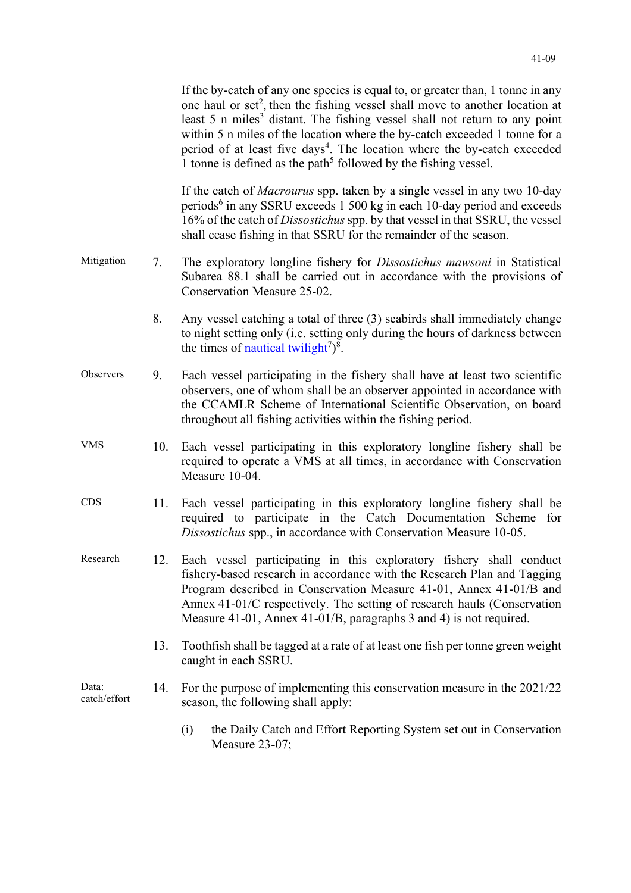If the by-catch of any one species is equal to, or greater than, 1 tonne in any one haul or set[2], then the fishing vessel shall move to another location at least 5 n miles[3] distant. The fishing vessel shall not return to any point within 5 n miles of the location where the by-catch exceeded 1 tonne for a period of at least five days[4]. The location where the by-catch exceeded 1 tonne is defined as the path[5] followed by the fishing vessel.

If the catch of *Macrourus* spp. taken by a single vessel in any two 10-day periods[6] in any SSRU exceeds 1 500 kg in each 10-day period and exceeds 16% of the catch of *Dissostichus* spp. by that vessel in that SSRU, the vessel shall cease fishing in that SSRU for the remainder of the season.

Mitigation

7. The exploratory longline fishery for *Dissostichus mawsoni* in Statistical Subarea 88.1 shall be carried out in accordance with the provisions of Conservation Measure 25-02.

8. Any vessel catching a total of three (3) seabirds shall immediately change to night setting only (i.e. setting only during the hours of darkness between the times of nautical twilight[7])[8].

Observers

9. Each vessel participating in the fishery shall have at least two scientific observers, one of whom shall be an observer appointed in accordance with the CCAMLR Scheme of International Scientific Observation, on board throughout all fishing activities within the fishing period.

VMS

10. Each vessel participating in this exploratory longline fishery shall be required to operate a VMS at all times, in accordance with Conservation Measure 10-04.

CDS

11. Each vessel participating in this exploratory longline fishery shall be required to participate in the Catch Documentation Scheme for *Dissostichus* spp., in accordance with Conservation Measure 10-05.

Research

12. Each vessel participating in this exploratory fishery shall conduct fishery-based research in accordance with the Research Plan and Tagging Program described in Conservation Measure 41-01, Annex 41-01/B and Annex 41-01/C respectively. The setting of research hauls (Conservation Measure 41-01, Annex 41-01/B, paragraphs 3 and 4) is not required.

13. Toothfish shall be tagged at a rate of at least one fish per tonne green weight caught in each SSRU.

Data: catch/effort

14. For the purpose of implementing this conservation measure in the 2021/22 season, the following shall apply:

    (i) the Daily Catch and Effort Reporting System set out in Conservation Measure 23-07;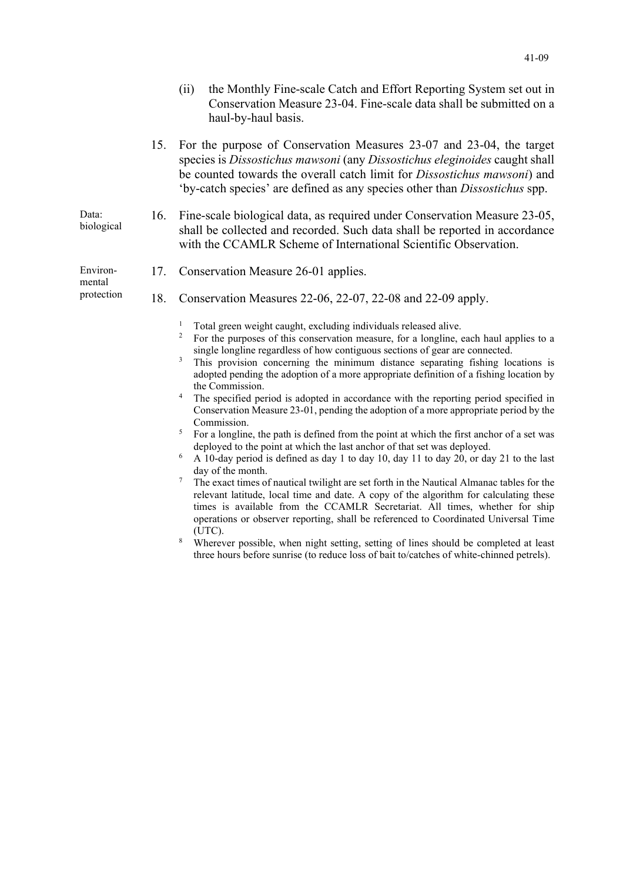(ii) the Monthly Fine-scale Catch and Effort Reporting System set out in Conservation Measure 23-04. Fine-scale data shall be submitted on a haul-by-haul basis.

15. For the purpose of Conservation Measures 23-07 and 23-04, the target species is *Dissostichus mawsoni* (any *Dissostichus eleginoides* caught shall be counted towards the overall catch limit for *Dissostichus mawsoni*) and 'by-catch species' are defined as any species other than *Dissostichus* spp.

Data: biological

16. Fine-scale biological data, as required under Conservation Measure 23-05, shall be collected and recorded. Such data shall be reported in accordance with the CCAMLR Scheme of International Scientific Observation.

Environmental protection

17. Conservation Measure 26-01 applies.

18. Conservation Measures 22-06, 22-07, 22-08 and 22-09 apply.

[1] Total green weight caught, excluding individuals released alive.

[2] For the purposes of this conservation measure, for a longline, each haul applies to a single longline regardless of how contiguous sections of gear are connected.

[3] This provision concerning the minimum distance separating fishing locations is adopted pending the adoption of a more appropriate definition of a fishing location by the Commission.

[4] The specified period is adopted in accordance with the reporting period specified in Conservation Measure 23-01, pending the adoption of a more appropriate period by the Commission.

[5] For a longline, the path is defined from the point at which the first anchor of a set was deployed to the point at which the last anchor of that set was deployed.

[6] A 10-day period is defined as day 1 to day 10, day 11 to day 20, or day 21 to the last day of the month.

[7] The exact times of nautical twilight are set forth in the Nautical Almanac tables for the relevant latitude, local time and date. A copy of the algorithm for calculating these times is available from the CCAMLR Secretariat. All times, whether for ship operations or observer reporting, shall be referenced to Coordinated Universal Time (UTC).

[8] Wherever possible, when night setting, setting of lines should be completed at least three hours before sunrise (to reduce loss of bait to/catches of white-chinned petrels).